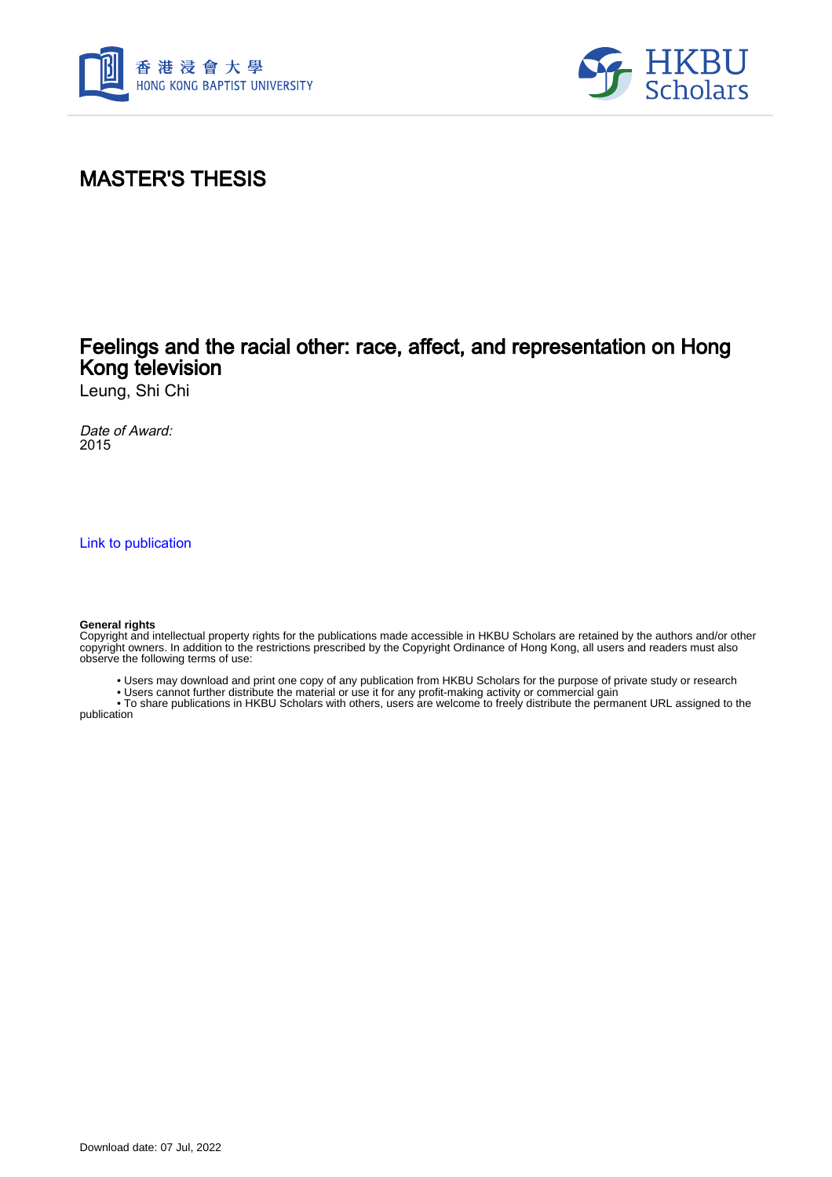# MASTER'S THESIS

## Feelings and the racial other: race, affect, and representation on Hong Kong television

Leung, Shi Chi

*Date of Award:*
2015

Link to publication

**General rights**
Copyright and intellectual property rights for the publications made accessible in HKBU Scholars are retained by the authors and/or other copyright owners. In addition to the restrictions prescribed by the Copyright Ordinance of Hong Kong, all users and readers must also observe the following terms of use:

- Users may download and print one copy of any publication from HKBU Scholars for the purpose of private study or research
- Users cannot further distribute the material or use it for any profit-making activity or commercial gain
- To share publications in HKBU Scholars with others, users are welcome to freely distribute the permanent URL assigned to the publication

Download date: 07 Jul, 2022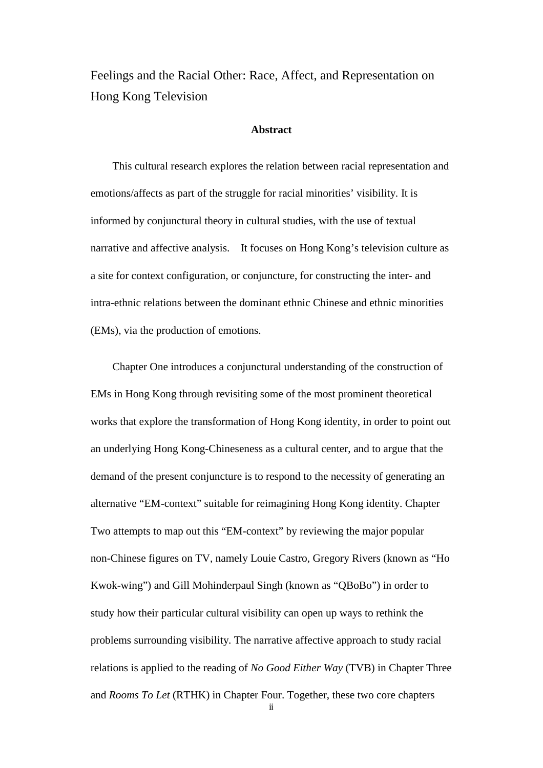Feelings and the Racial Other: Race, Affect, and Representation on Hong Kong Television

## Abstract

This cultural research explores the relation between racial representation and emotions/affects as part of the struggle for racial minorities' visibility. It is informed by conjunctural theory in cultural studies, with the use of textual narrative and affective analysis. It focuses on Hong Kong's television culture as a site for context configuration, or conjuncture, for constructing the inter- and intra-ethnic relations between the dominant ethnic Chinese and ethnic minorities (EMs), via the production of emotions.

Chapter One introduces a conjunctural understanding of the construction of EMs in Hong Kong through revisiting some of the most prominent theoretical works that explore the transformation of Hong Kong identity, in order to point out an underlying Hong Kong-Chineseness as a cultural center, and to argue that the demand of the present conjuncture is to respond to the necessity of generating an alternative "EM-context" suitable for reimagining Hong Kong identity. Chapter Two attempts to map out this "EM-context" by reviewing the major popular non-Chinese figures on TV, namely Louie Castro, Gregory Rivers (known as "Ho Kwok-wing") and Gill Mohinderpaul Singh (known as "QBoBo") in order to study how their particular cultural visibility can open up ways to rethink the problems surrounding visibility. The narrative affective approach to study racial relations is applied to the reading of *No Good Either Way* (TVB) in Chapter Three and *Rooms To Let* (RTHK) in Chapter Four. Together, these two core chapters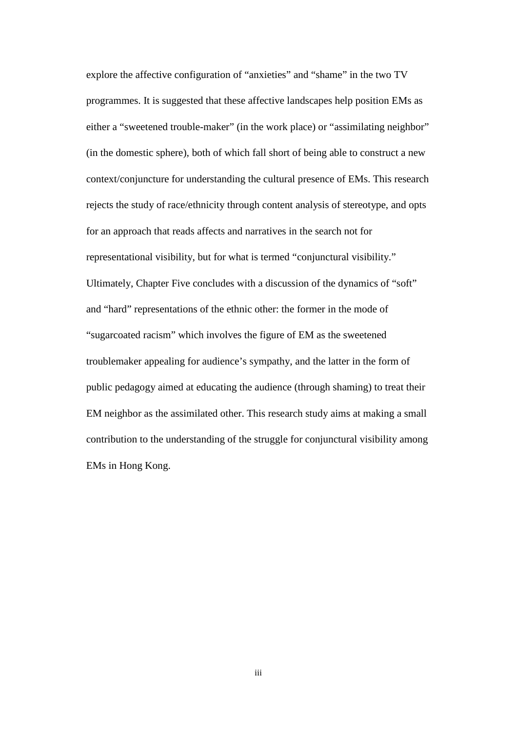explore the affective configuration of "anxieties" and "shame" in the two TV programmes. It is suggested that these affective landscapes help position EMs as either a "sweetened trouble-maker" (in the work place) or "assimilating neighbor" (in the domestic sphere), both of which fall short of being able to construct a new context/conjuncture for understanding the cultural presence of EMs. This research rejects the study of race/ethnicity through content analysis of stereotype, and opts for an approach that reads affects and narratives in the search not for representational visibility, but for what is termed "conjunctural visibility." Ultimately, Chapter Five concludes with a discussion of the dynamics of "soft" and "hard" representations of the ethnic other: the former in the mode of "sugarcoated racism" which involves the figure of EM as the sweetened troublemaker appealing for audience's sympathy, and the latter in the form of public pedagogy aimed at educating the audience (through shaming) to treat their EM neighbor as the assimilated other. This research study aims at making a small contribution to the understanding of the struggle for conjunctural visibility among EMs in Hong Kong.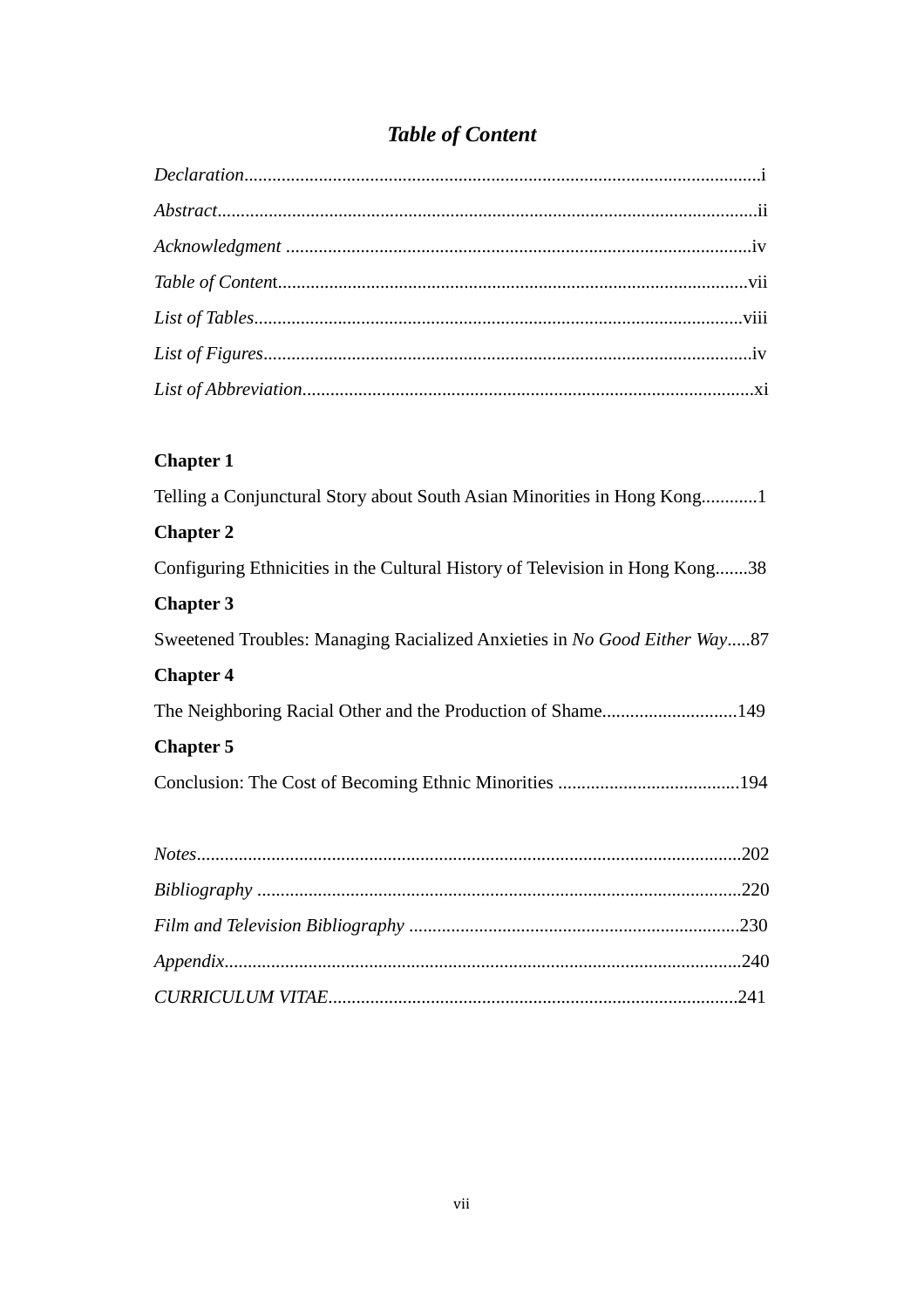## *Table of Content*

*Declaration*..............................................................................................................i

*Abstract*...................................................................................................................ii

*Acknowledgment* ..................................................................................................iv

*Table of Content*....................................................................................................vii

*List of Tables*.........................................................................................................viii

*List of Figures*........................................................................................................iv

*List of Abbreviation*...............................................................................................xi

**Chapter 1**

Telling a Conjunctural Story about South Asian Minorities in Hong Kong............1

**Chapter 2**

Configuring Ethnicities in the Cultural History of Television in Hong Kong.......38

**Chapter 3**

Sweetened Troubles: Managing Racialized Anxieties in *No Good Either Way*.....87

**Chapter 4**

The Neighboring Racial Other and the Production of Shame............................149

**Chapter 5**

Conclusion: The Cost of Becoming Ethnic Minorities .......................................194

*Notes*....................................................................................................................202

*Bibliography* .......................................................................................................220

*Film and Television Bibliography* ......................................................................230

*Appendix*..............................................................................................................240

*CURRICULUM VITAE*........................................................................................241